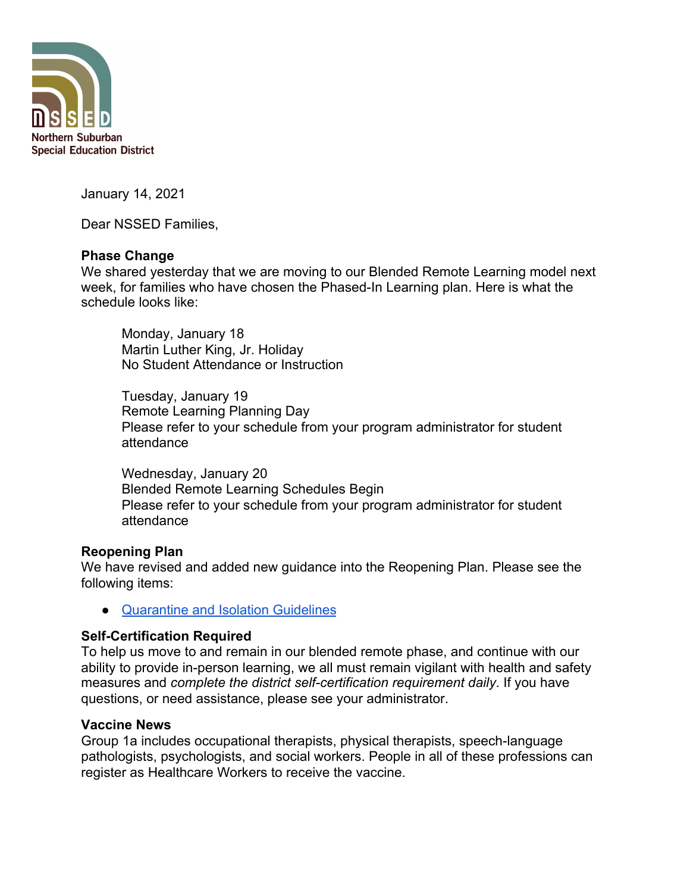NSSED
Northern Suburban
Special Education District

January 14, 2021

Dear NSSED Families,

**Phase Change**
We shared yesterday that we are moving to our Blended Remote Learning model next week, for families who have chosen the Phased-In Learning plan. Here is what the schedule looks like:

> Monday, January 18
> Martin Luther King, Jr. Holiday
> No Student Attendance or Instruction
>
> Tuesday, January 19
> Remote Learning Planning Day
> Please refer to your schedule from your program administrator for student attendance
>
> Wednesday, January 20
> Blended Remote Learning Schedules Begin
> Please refer to your schedule from your program administrator for student attendance

**Reopening Plan**
We have revised and added new guidance into the Reopening Plan. Please see the following items:

- Quarantine and Isolation Guidelines

**Self-Certification Required**
To help us move to and remain in our blended remote phase, and continue with our ability to provide in-person learning, we all must remain vigilant with health and safety measures and *complete the district self-certification requirement daily*. If you have questions, or need assistance, please see your administrator.

**Vaccine News**
Group 1a includes occupational therapists, physical therapists, speech-language pathologists, psychologists, and social workers. People in all of these professions can register as Healthcare Workers to receive the vaccine.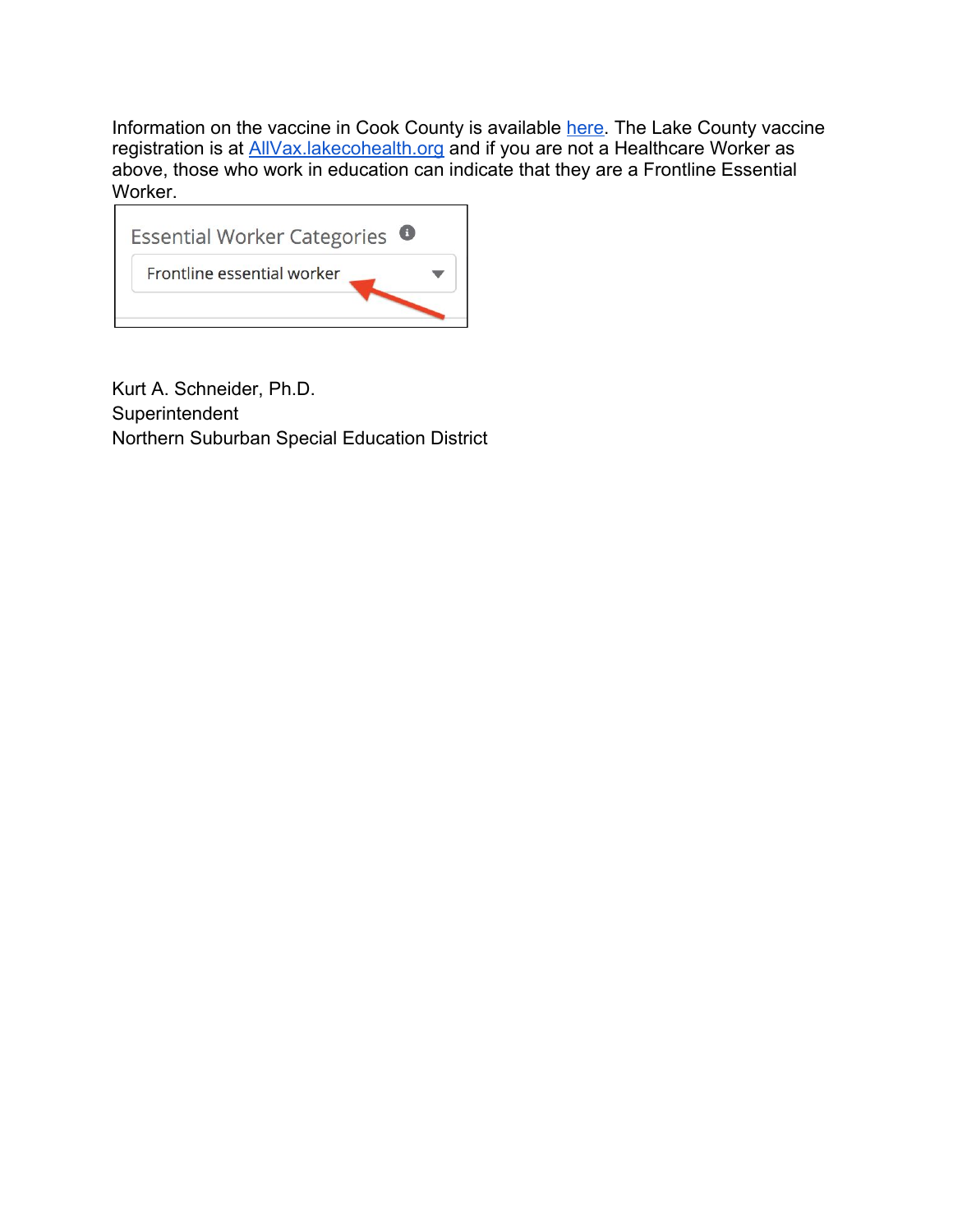Information on the vaccine in Cook County is available [here](). The Lake County vaccine registration is at [AllVax.lakecohealth.org]() and if you are not a Healthcare Worker as above, those who work in education can indicate that they are a Frontline Essential Worker.

Essential Worker Categories

Frontline essential worker

Kurt A. Schneider, Ph.D.
Superintendent
Northern Suburban Special Education District